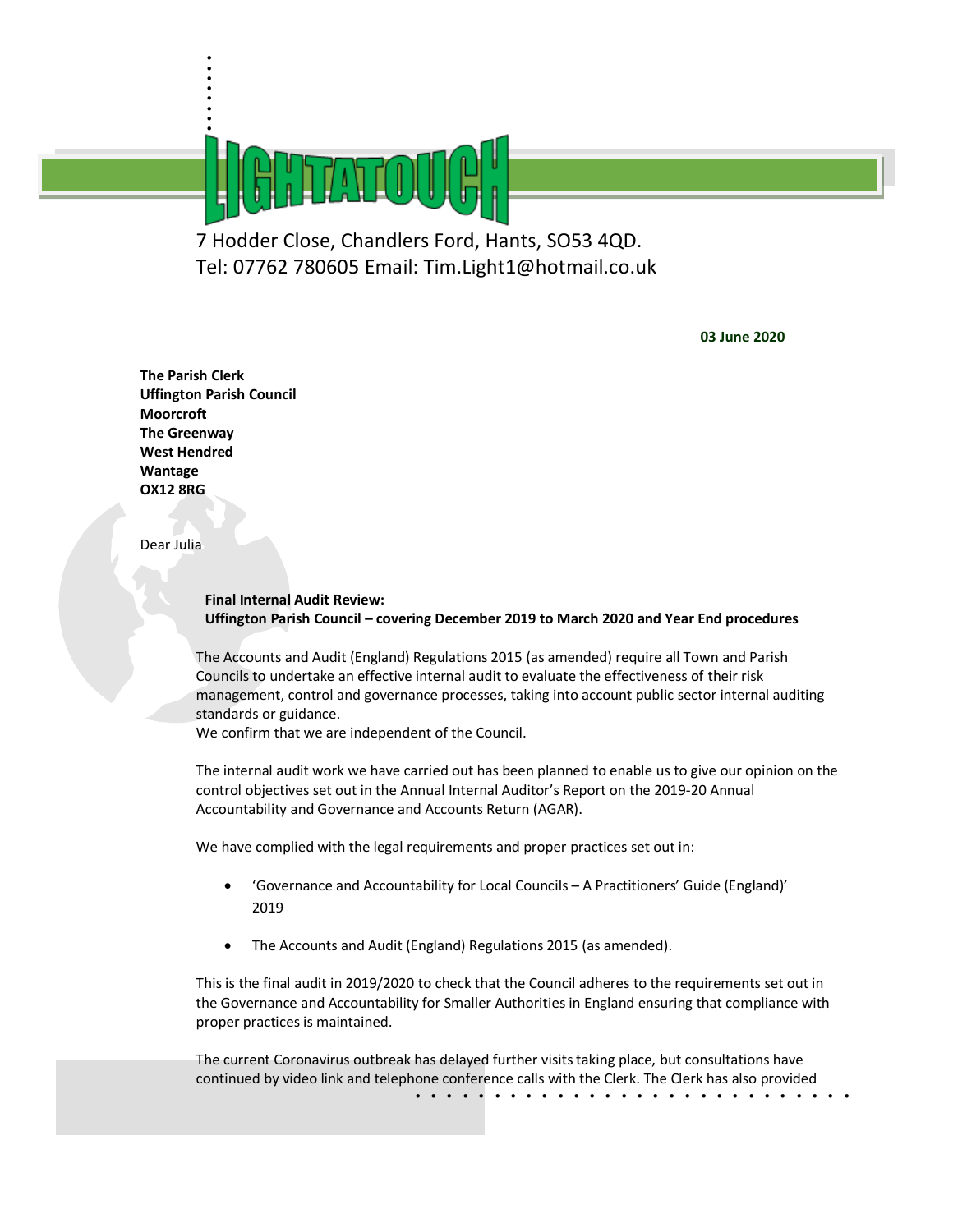**LIGHTATOUCH**

7 Hodder Close, Chandlers Ford, Hants, SO53 4QD.
Tel: 07762 780605 Email: Tim.Light1@hotmail.co.uk

**03 June 2020**

**The Parish Clerk**
**Uffington Parish Council**
**Moorcroft**
**The Greenway**
**West Hendred**
**Wantage**
**OX12 8RG**

Dear Julia

**Final Internal Audit Review:**
**Uffington Parish Council – covering December 2019 to March 2020 and Year End procedures**

The Accounts and Audit (England) Regulations 2015 (as amended) require all Town and Parish Councils to undertake an effective internal audit to evaluate the effectiveness of their risk management, control and governance processes, taking into account public sector internal auditing standards or guidance.
We confirm that we are independent of the Council.

The internal audit work we have carried out has been planned to enable us to give our opinion on the control objectives set out in the Annual Internal Auditor's Report on the 2019-20 Annual Accountability and Governance and Accounts Return (AGAR).

We have complied with the legal requirements and proper practices set out in:

- 'Governance and Accountability for Local Councils – A Practitioners' Guide (England)' 2019
- The Accounts and Audit (England) Regulations 2015 (as amended).

This is the final audit in 2019/2020 to check that the Council adheres to the requirements set out in the Governance and Accountability for Smaller Authorities in England ensuring that compliance with proper practices is maintained.

The current Coronavirus outbreak has delayed further visits taking place, but consultations have continued by video link and telephone conference calls with the Clerk. The Clerk has also provided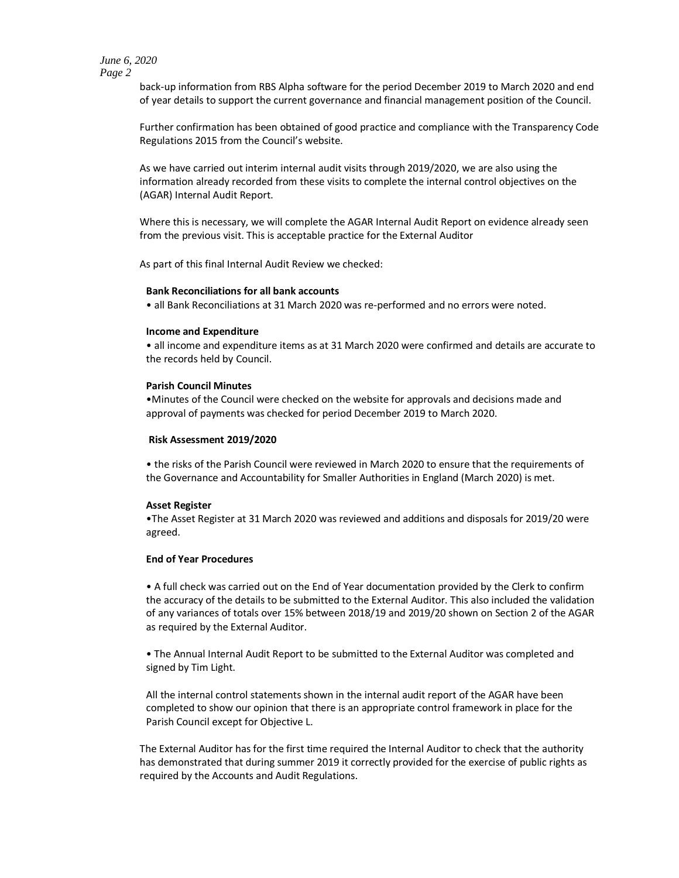back-up information from RBS Alpha software for the period December 2019 to March 2020 and end of year details to support the current governance and financial management position of the Council.

Further confirmation has been obtained of good practice and compliance with the Transparency Code Regulations 2015 from the Council's website.

As we have carried out interim internal audit visits through 2019/2020, we are also using the information already recorded from these visits to complete the internal control objectives on the (AGAR) Internal Audit Report.

Where this is necessary, we will complete the AGAR Internal Audit Report on evidence already seen from the previous visit. This is acceptable practice for the External Auditor

As part of this final Internal Audit Review we checked:

**Bank Reconciliations for all bank accounts**

- all Bank Reconciliations at 31 March 2020 was re-performed and no errors were noted.

**Income and Expenditure**

- all income and expenditure items as at 31 March 2020 were confirmed and details are accurate to the records held by Council.

**Parish Council Minutes**

- Minutes of the Council were checked on the website for approvals and decisions made and approval of payments was checked for period December 2019 to March 2020.

**Risk Assessment 2019/2020**

- the risks of the Parish Council were reviewed in March 2020 to ensure that the requirements of the Governance and Accountability for Smaller Authorities in England (March 2020) is met.

**Asset Register**

- The Asset Register at 31 March 2020 was reviewed and additions and disposals for 2019/20 were agreed.

**End of Year Procedures**

- A full check was carried out on the End of Year documentation provided by the Clerk to confirm the accuracy of the details to be submitted to the External Auditor. This also included the validation of any variances of totals over 15% between 2018/19 and 2019/20 shown on Section 2 of the AGAR as required by the External Auditor.

- The Annual Internal Audit Report to be submitted to the External Auditor was completed and signed by Tim Light.

All the internal control statements shown in the internal audit report of the AGAR have been completed to show our opinion that there is an appropriate control framework in place for the Parish Council except for Objective L.

The External Auditor has for the first time required the Internal Auditor to check that the authority has demonstrated that during summer 2019 it correctly provided for the exercise of public rights as required by the Accounts and Audit Regulations.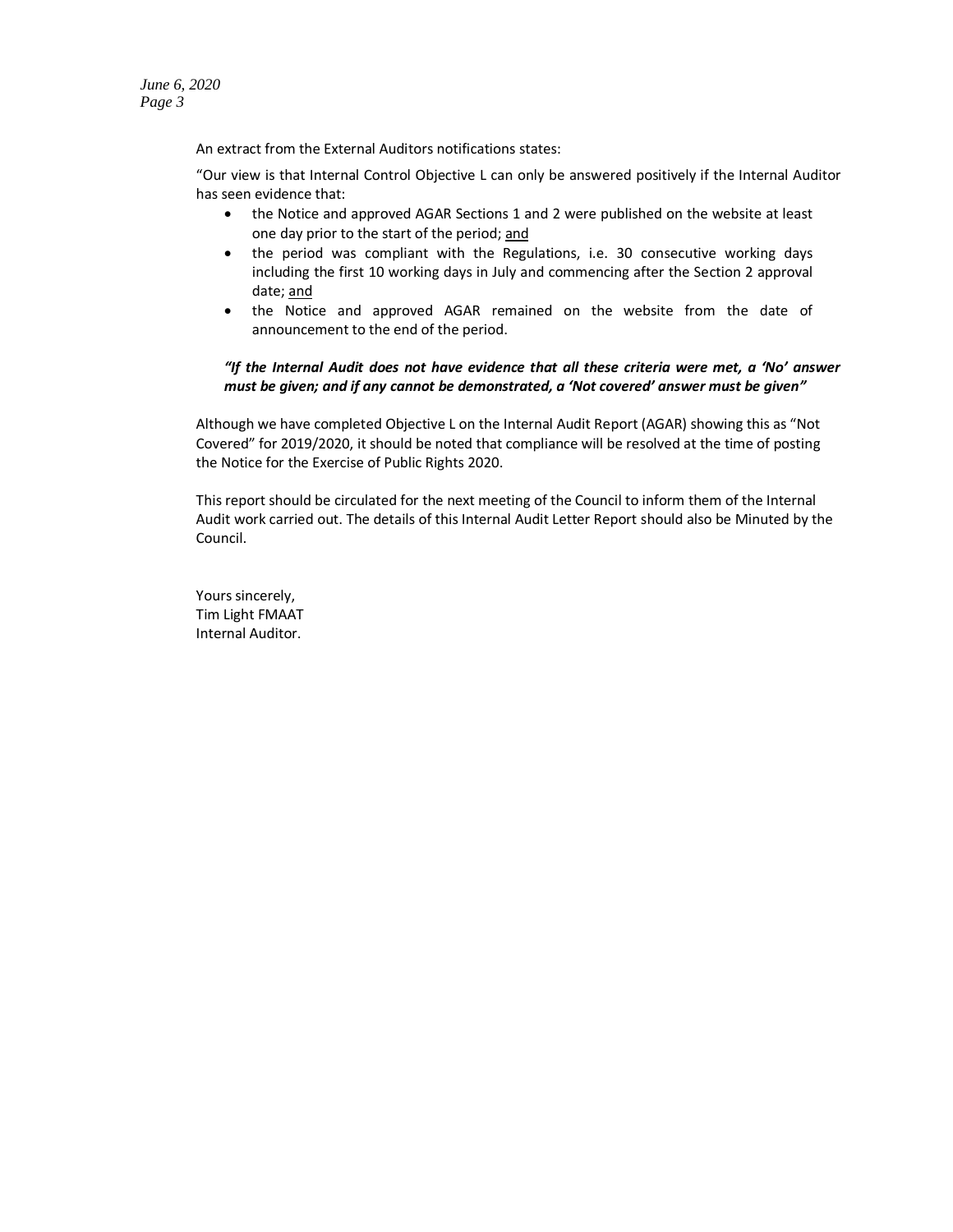An extract from the External Auditors notifications states:

"Our view is that Internal Control Objective L can only be answered positively if the Internal Auditor has seen evidence that:

- the Notice and approved AGAR Sections 1 and 2 were published on the website at least one day prior to the start of the period; and
- the period was compliant with the Regulations, i.e. 30 consecutive working days including the first 10 working days in July and commencing after the Section 2 approval date; and
- the Notice and approved AGAR remained on the website from the date of announcement to the end of the period.

***"If the Internal Audit does not have evidence that all these criteria were met, a 'No' answer must be given; and if any cannot be demonstrated, a 'Not covered' answer must be given"***

Although we have completed Objective L on the Internal Audit Report (AGAR) showing this as "Not Covered" for 2019/2020, it should be noted that compliance will be resolved at the time of posting the Notice for the Exercise of Public Rights 2020.

This report should be circulated for the next meeting of the Council to inform them of the Internal Audit work carried out. The details of this Internal Audit Letter Report should also be Minuted by the Council.

Yours sincerely,
Tim Light FMAAT
Internal Auditor.